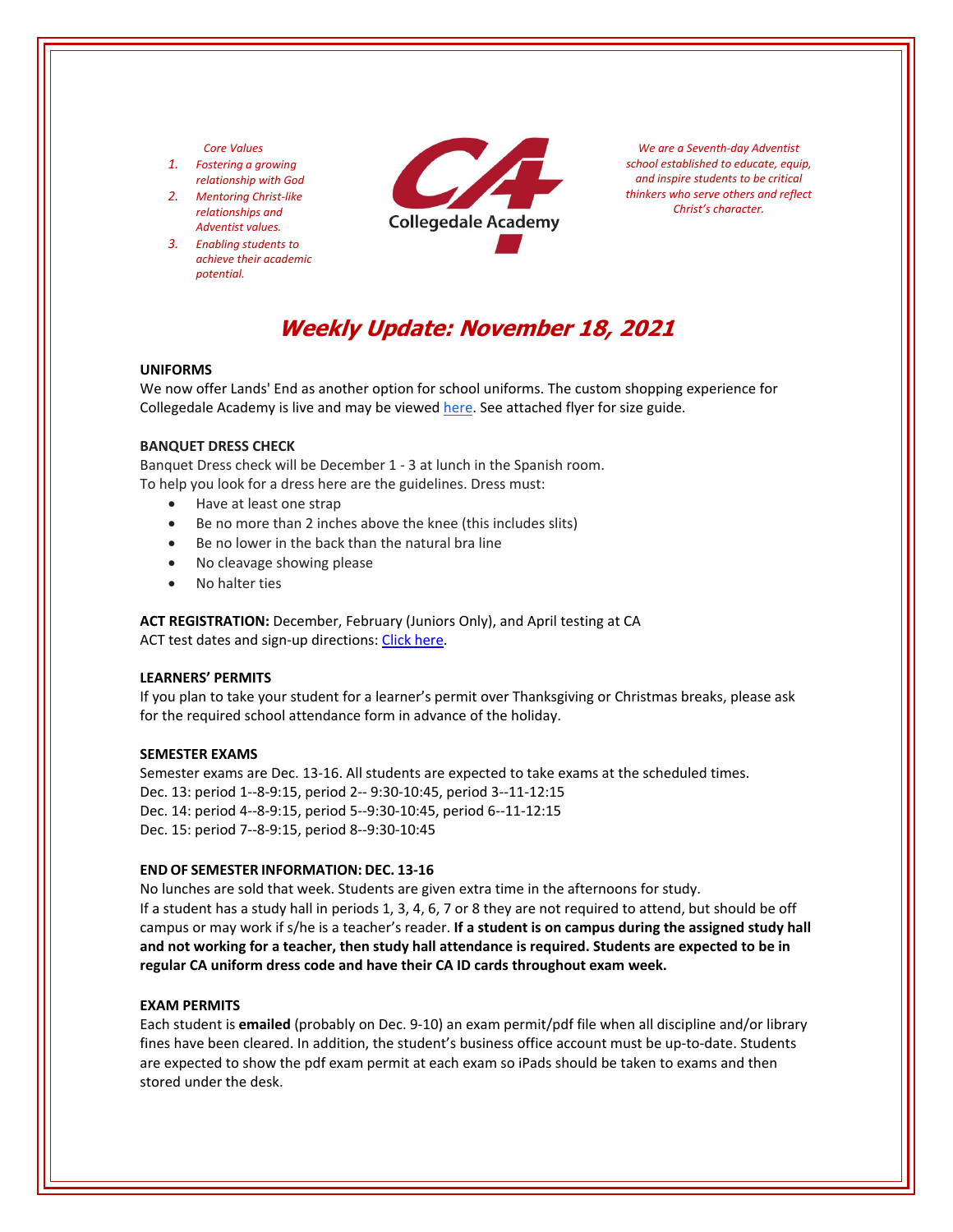*Core Values*

1. *Fostering a growing relationship with God*
2. *Mentoring Christ-like relationships and Adventist values.*
3. *Enabling students to achieve their academic potential.*

Collegedale Academy

*We are a Seventh-day Adventist school established to educate, equip, and inspire students to be critical thinkers who serve others and reflect Christ's character.*

# *Weekly Update: November 18, 2021*

**UNIFORMS**

We now offer Lands' End as another option for school uniforms. The custom shopping experience for Collegedale Academy is live and may be viewed here. See attached flyer for size guide.

**BANQUET DRESS CHECK**

Banquet Dress check will be December 1 - 3 at lunch in the Spanish room.
To help you look for a dress here are the guidelines. Dress must:

- Have at least one strap
- Be no more than 2 inches above the knee (this includes slits)
- Be no lower in the back than the natural bra line
- No cleavage showing please
- No halter ties

**ACT REGISTRATION:** December, February (Juniors Only), and April testing at CA
ACT test dates and sign-up directions: Click here.

**LEARNERS' PERMITS**

If you plan to take your student for a learner's permit over Thanksgiving or Christmas breaks, please ask for the required school attendance form in advance of the holiday.

**SEMESTER EXAMS**

Semester exams are Dec. 13-16. All students are expected to take exams at the scheduled times.
Dec. 13: period 1--8-9:15, period 2-- 9:30-10:45, period 3--11-12:15
Dec. 14: period 4--8-9:15, period 5--9:30-10:45, period 6--11-12:15
Dec. 15: period 7--8-9:15, period 8--9:30-10:45

**END OF SEMESTER INFORMATION: DEC. 13-16**

No lunches are sold that week. Students are given extra time in the afternoons for study.
If a student has a study hall in periods 1, 3, 4, 6, 7 or 8 they are not required to attend, but should be off campus or may work if s/he is a teacher's reader. **If a student is on campus during the assigned study hall and not working for a teacher, then study hall attendance is required. Students are expected to be in regular CA uniform dress code and have their CA ID cards throughout exam week.**

**EXAM PERMITS**

Each student is **emailed** (probably on Dec. 9-10) an exam permit/pdf file when all discipline and/or library fines have been cleared. In addition, the student's business office account must be up-to-date. Students are expected to show the pdf exam permit at each exam so iPads should be taken to exams and then stored under the desk.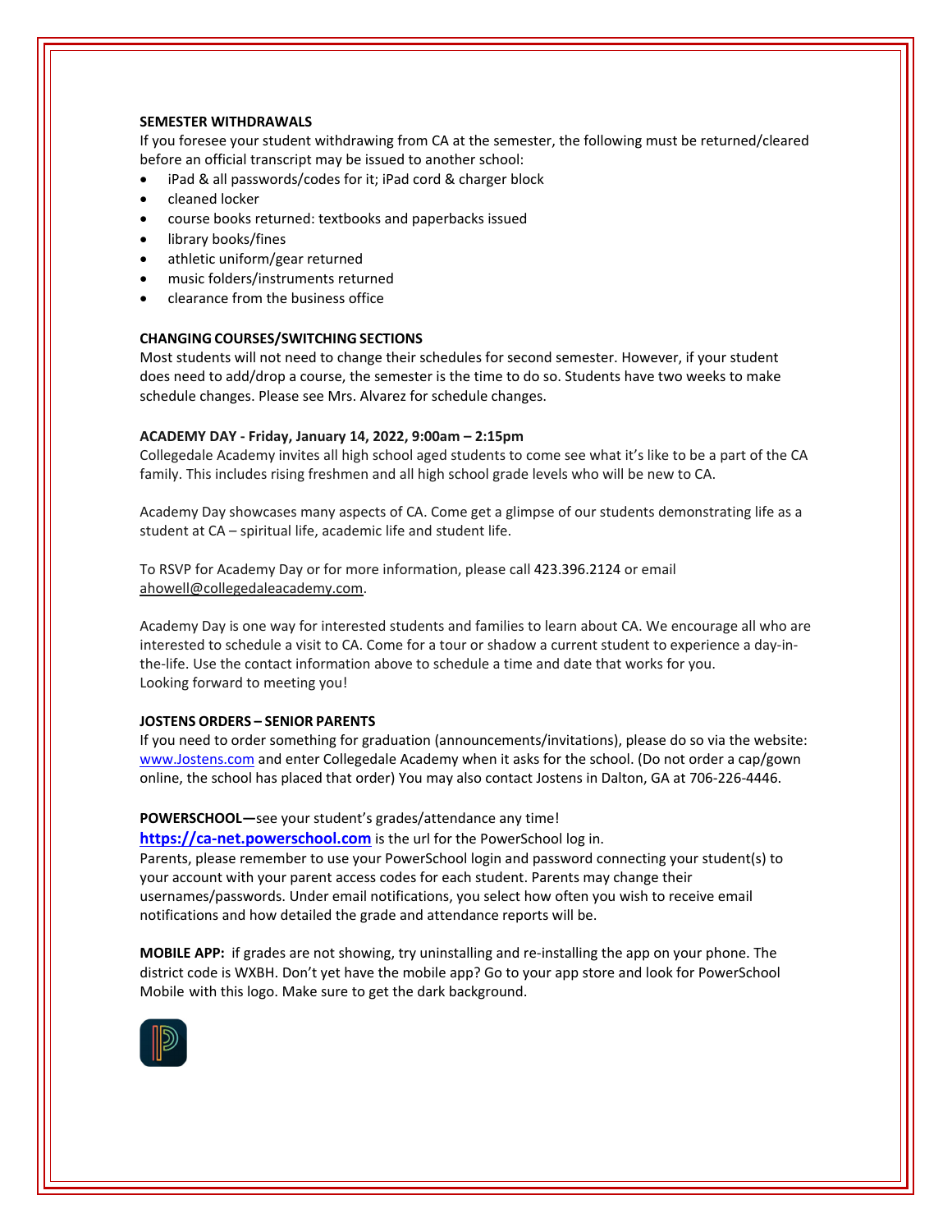**SEMESTER WITHDRAWALS**

If you foresee your student withdrawing from CA at the semester, the following must be returned/cleared before an official transcript may be issued to another school:

- iPad & all passwords/codes for it; iPad cord & charger block
- cleaned locker
- course books returned: textbooks and paperbacks issued
- library books/fines
- athletic uniform/gear returned
- music folders/instruments returned
- clearance from the business office

**CHANGING COURSES/SWITCHING SECTIONS**

Most students will not need to change their schedules for second semester. However, if your student does need to add/drop a course, the semester is the time to do so. Students have two weeks to make schedule changes. Please see Mrs. Alvarez for schedule changes.

**ACADEMY DAY - Friday, January 14, 2022, 9:00am – 2:15pm**

Collegedale Academy invites all high school aged students to come see what it's like to be a part of the CA family. This includes rising freshmen and all high school grade levels who will be new to CA.

Academy Day showcases many aspects of CA. Come get a glimpse of our students demonstrating life as a student at CA – spiritual life, academic life and student life.

To RSVP for Academy Day or for more information, please call 423.396.2124 or email ahowell@collegedaleacademy.com.

Academy Day is one way for interested students and families to learn about CA. We encourage all who are interested to schedule a visit to CA. Come for a tour or shadow a current student to experience a day-in-the-life. Use the contact information above to schedule a time and date that works for you.
Looking forward to meeting you!

**JOSTENS ORDERS – SENIOR PARENTS**

If you need to order something for graduation (announcements/invitations), please do so via the website: www.Jostens.com and enter Collegedale Academy when it asks for the school. (Do not order a cap/gown online, the school has placed that order) You may also contact Jostens in Dalton, GA at 706-226-4446.

**POWERSCHOOL—**see your student's grades/attendance any time!

**https://ca-net.powerschool.com** is the url for the PowerSchool log in.
Parents, please remember to use your PowerSchool login and password connecting your student(s) to your account with your parent access codes for each student. Parents may change their usernames/passwords. Under email notifications, you select how often you wish to receive email notifications and how detailed the grade and attendance reports will be.

**MOBILE APP:** if grades are not showing, try uninstalling and re-installing the app on your phone. The district code is WXBH. Don't yet have the mobile app? Go to your app store and look for PowerSchool Mobile with this logo. Make sure to get the dark background.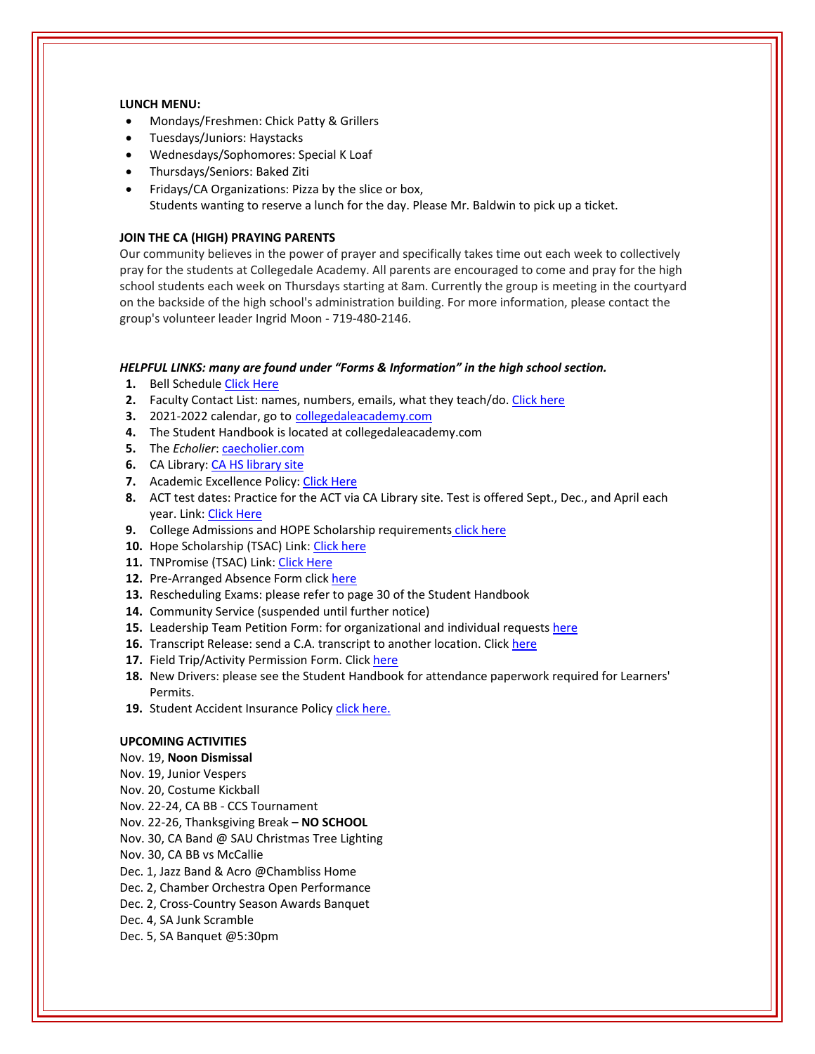**LUNCH MENU:**

- Mondays/Freshmen: Chick Patty & Grillers
- Tuesdays/Juniors: Haystacks
- Wednesdays/Sophomores: Special K Loaf
- Thursdays/Seniors: Baked Ziti
- Fridays/CA Organizations: Pizza by the slice or box,
  Students wanting to reserve a lunch for the day. Please Mr. Baldwin to pick up a ticket.

**JOIN THE CA (HIGH) PRAYING PARENTS**

Our community believes in the power of prayer and specifically takes time out each week to collectively pray for the students at Collegedale Academy. All parents are encouraged to come and pray for the high school students each week on Thursdays starting at 8am. Currently the group is meeting in the courtyard on the backside of the high school's administration building. For more information, please contact the group's volunteer leader Ingrid Moon - 719-480-2146.

***HELPFUL LINKS: many are found under "Forms & Information" in the high school section.***

1. Bell Schedule Click Here
2. Faculty Contact List: names, numbers, emails, what they teach/do. Click here
3. 2021-2022 calendar, go to collegedaleacademy.com
4. The Student Handbook is located at collegedaleacademy.com
5. The *Echolier*: caecholier.com
6. CA Library: CA HS library site
7. Academic Excellence Policy: Click Here
8. ACT test dates: Practice for the ACT via CA Library site. Test is offered Sept., Dec., and April each year. Link: Click Here
9. College Admissions and HOPE Scholarship requirements click here
10. Hope Scholarship (TSAC) Link: Click here
11. TNPromise (TSAC) Link: Click Here
12. Pre-Arranged Absence Form click here
13. Rescheduling Exams: please refer to page 30 of the Student Handbook
14. Community Service (suspended until further notice)
15. Leadership Team Petition Form: for organizational and individual requests here
16. Transcript Release: send a C.A. transcript to another location. Click here
17. Field Trip/Activity Permission Form. Click here
18. New Drivers: please see the Student Handbook for attendance paperwork required for Learners' Permits.
19. Student Accident Insurance Policy click here.

**UPCOMING ACTIVITIES**

Nov. 19, **Noon Dismissal**
Nov. 19, Junior Vespers
Nov. 20, Costume Kickball
Nov. 22-24, CA BB - CCS Tournament
Nov. 22-26, Thanksgiving Break – **NO SCHOOL**
Nov. 30, CA Band @ SAU Christmas Tree Lighting
Nov. 30, CA BB vs McCallie
Dec. 1, Jazz Band & Acro @Chambliss Home
Dec. 2, Chamber Orchestra Open Performance
Dec. 2, Cross-Country Season Awards Banquet
Dec. 4, SA Junk Scramble
Dec. 5, SA Banquet @5:30pm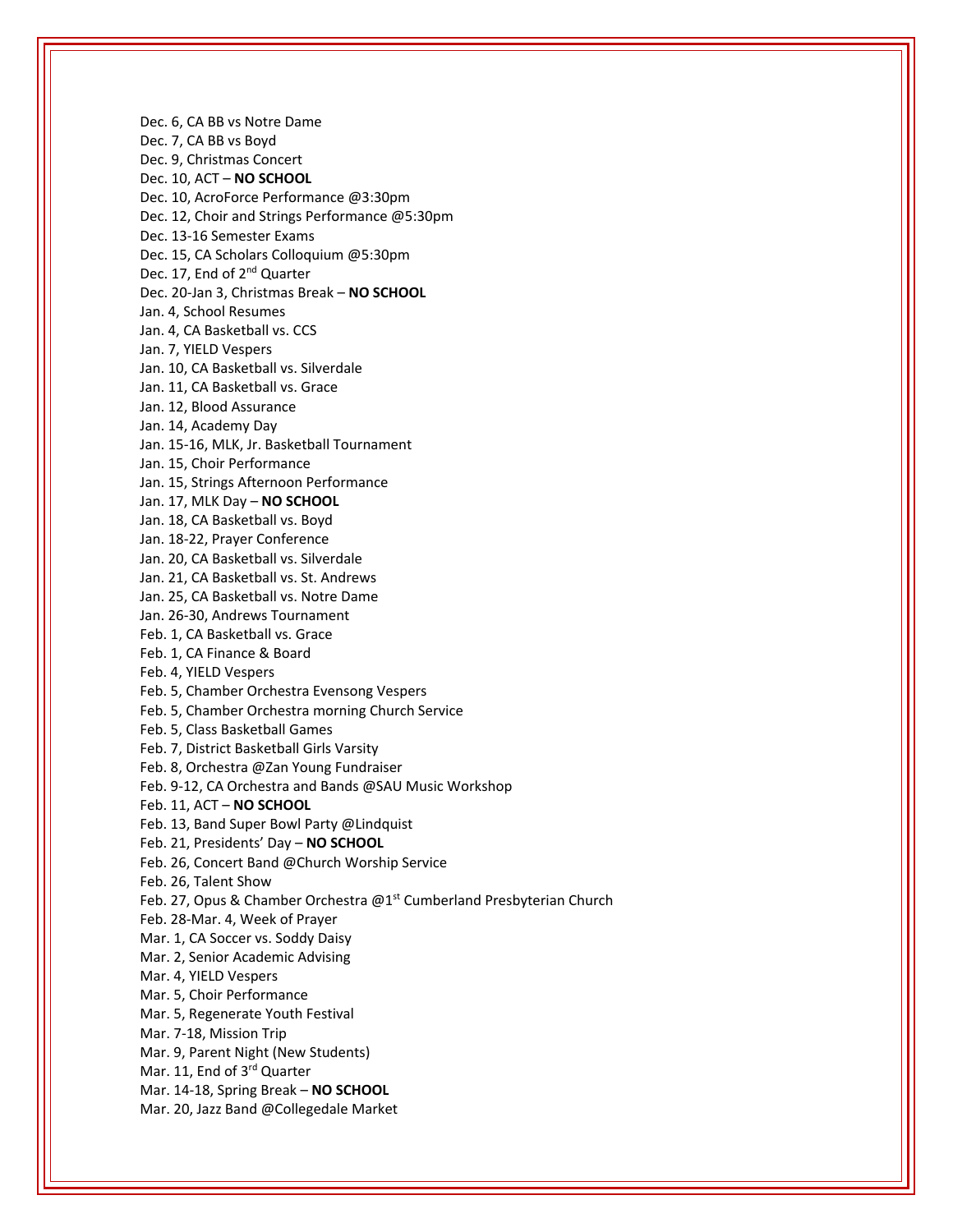Dec. 6, CA BB vs Notre Dame
Dec. 7, CA BB vs Boyd
Dec. 9, Christmas Concert
Dec. 10, ACT – **NO SCHOOL**
Dec. 10, AcroForce Performance @3:30pm
Dec. 12, Choir and Strings Performance @5:30pm
Dec. 13-16 Semester Exams
Dec. 15, CA Scholars Colloquium @5:30pm
Dec. 17, End of 2nd Quarter
Dec. 20-Jan 3, Christmas Break – **NO SCHOOL**
Jan. 4, School Resumes
Jan. 4, CA Basketball vs. CCS
Jan. 7, YIELD Vespers
Jan. 10, CA Basketball vs. Silverdale
Jan. 11, CA Basketball vs. Grace
Jan. 12, Blood Assurance
Jan. 14, Academy Day
Jan. 15-16, MLK, Jr. Basketball Tournament
Jan. 15, Choir Performance
Jan. 15, Strings Afternoon Performance
Jan. 17, MLK Day – **NO SCHOOL**
Jan. 18, CA Basketball vs. Boyd
Jan. 18-22, Prayer Conference
Jan. 20, CA Basketball vs. Silverdale
Jan. 21, CA Basketball vs. St. Andrews
Jan. 25, CA Basketball vs. Notre Dame
Jan. 26-30, Andrews Tournament
Feb. 1, CA Basketball vs. Grace
Feb. 1, CA Finance & Board
Feb. 4, YIELD Vespers
Feb. 5, Chamber Orchestra Evensong Vespers
Feb. 5, Chamber Orchestra morning Church Service
Feb. 5, Class Basketball Games
Feb. 7, District Basketball Girls Varsity
Feb. 8, Orchestra @Zan Young Fundraiser
Feb. 9-12, CA Orchestra and Bands @SAU Music Workshop
Feb. 11, ACT – **NO SCHOOL**
Feb. 13, Band Super Bowl Party @Lindquist
Feb. 21, Presidents' Day – **NO SCHOOL**
Feb. 26, Concert Band @Church Worship Service
Feb. 26, Talent Show
Feb. 27, Opus & Chamber Orchestra @1st Cumberland Presbyterian Church
Feb. 28-Mar. 4, Week of Prayer
Mar. 1, CA Soccer vs. Soddy Daisy
Mar. 2, Senior Academic Advising
Mar. 4, YIELD Vespers
Mar. 5, Choir Performance
Mar. 5, Regenerate Youth Festival
Mar. 7-18, Mission Trip
Mar. 9, Parent Night (New Students)
Mar. 11, End of 3rd Quarter
Mar. 14-18, Spring Break – **NO SCHOOL**
Mar. 20, Jazz Band @Collegedale Market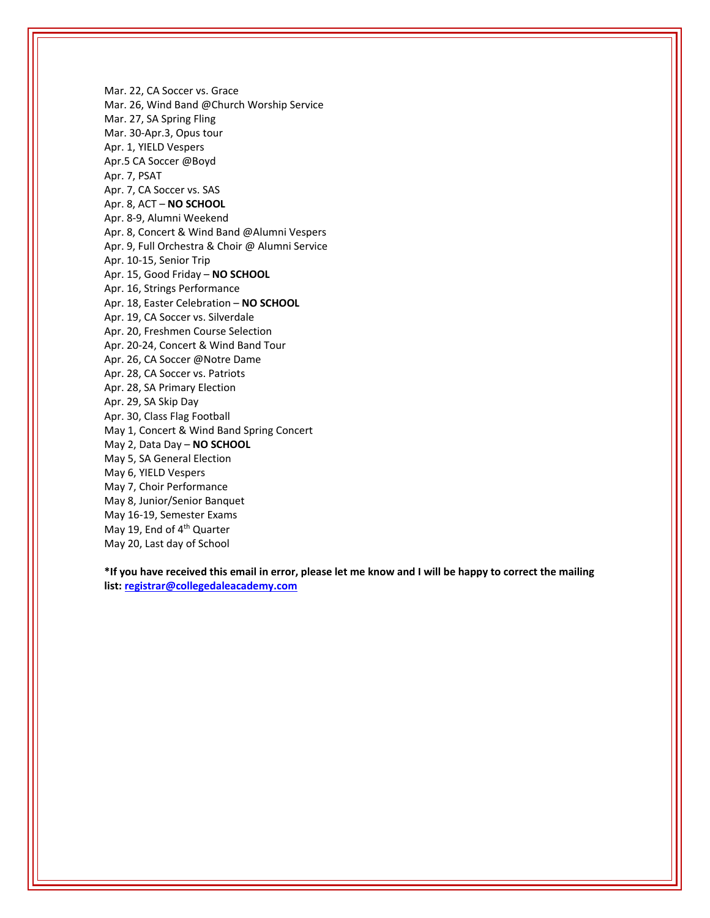Mar. 22, CA Soccer vs. Grace  
Mar. 26, Wind Band @Church Worship Service  
Mar. 27, SA Spring Fling  
Mar. 30-Apr.3, Opus tour  
Apr. 1, YIELD Vespers  
Apr.5 CA Soccer @Boyd  
Apr. 7, PSAT  
Apr. 7, CA Soccer vs. SAS  
Apr. 8, ACT – **NO SCHOOL**  
Apr. 8-9, Alumni Weekend  
Apr. 8, Concert & Wind Band @Alumni Vespers  
Apr. 9, Full Orchestra & Choir @ Alumni Service  
Apr. 10-15, Senior Trip  
Apr. 15, Good Friday – **NO SCHOOL**  
Apr. 16, Strings Performance  
Apr. 18, Easter Celebration – **NO SCHOOL**  
Apr. 19, CA Soccer vs. Silverdale  
Apr. 20, Freshmen Course Selection  
Apr. 20-24, Concert & Wind Band Tour  
Apr. 26, CA Soccer @Notre Dame  
Apr. 28, CA Soccer vs. Patriots  
Apr. 28, SA Primary Election  
Apr. 29, SA Skip Day  
Apr. 30, Class Flag Football  
May 1, Concert & Wind Band Spring Concert  
May 2, Data Day – **NO SCHOOL**  
May 5, SA General Election  
May 6, YIELD Vespers  
May 7, Choir Performance  
May 8, Junior/Senior Banquet  
May 16-19, Semester Exams  
May 19, End of 4th Quarter  
May 20, Last day of School

**\*If you have received this email in error, please let me know and I will be happy to correct the mailing list: [registrar@collegedaleacademy.com](mailto:registrar@collegedaleacademy.com)**